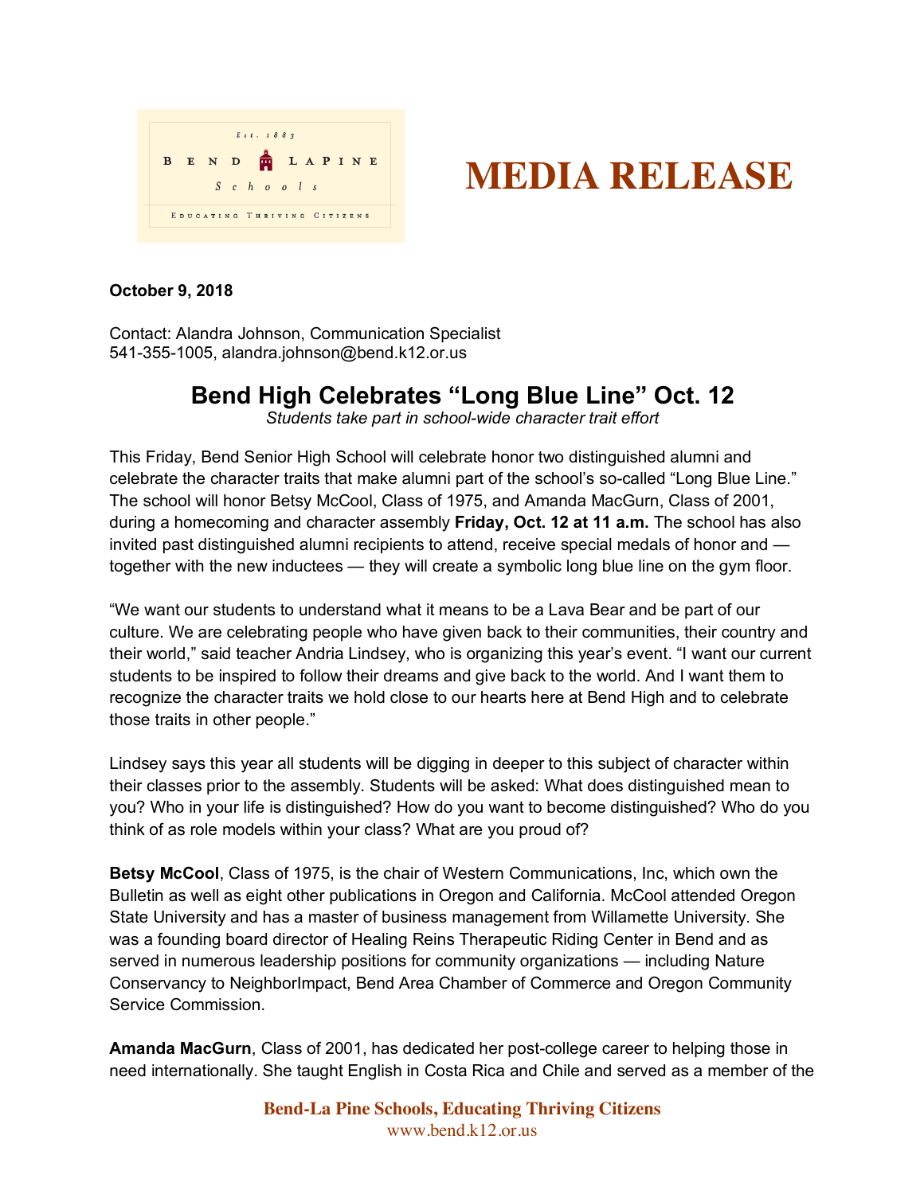Est. 1883

BEND LAPINE Schools

EDUCATING THRIVING CITIZENS

# MEDIA RELEASE

**October 9, 2018**

Contact: Alandra Johnson, Communication Specialist
541-355-1005, alandra.johnson@bend.k12.or.us

## Bend High Celebrates "Long Blue Line" Oct. 12

*Students take part in school-wide character trait effort*

This Friday, Bend Senior High School will celebrate honor two distinguished alumni and celebrate the character traits that make alumni part of the school's so-called "Long Blue Line." The school will honor Betsy McCool, Class of 1975, and Amanda MacGurn, Class of 2001, during a homecoming and character assembly **Friday, Oct. 12 at 11 a.m.** The school has also invited past distinguished alumni recipients to attend, receive special medals of honor and — together with the new inductees — they will create a symbolic long blue line on the gym floor.

"We want our students to understand what it means to be a Lava Bear and be part of our culture. We are celebrating people who have given back to their communities, their country and their world," said teacher Andria Lindsey, who is organizing this year's event. "I want our current students to be inspired to follow their dreams and give back to the world. And I want them to recognize the character traits we hold close to our hearts here at Bend High and to celebrate those traits in other people."

Lindsey says this year all students will be digging in deeper to this subject of character within their classes prior to the assembly. Students will be asked: What does distinguished mean to you? Who in your life is distinguished? How do you want to become distinguished? Who do you think of as role models within your class? What are you proud of?

**Betsy McCool**, Class of 1975, is the chair of Western Communications, Inc, which own the Bulletin as well as eight other publications in Oregon and California. McCool attended Oregon State University and has a master of business management from Willamette University. She was a founding board director of Healing Reins Therapeutic Riding Center in Bend and as served in numerous leadership positions for community organizations — including Nature Conservancy to NeighborImpact, Bend Area Chamber of Commerce and Oregon Community Service Commission.

**Amanda MacGurn**, Class of 2001, has dedicated her post-college career to helping those in need internationally. She taught English in Costa Rica and Chile and served as a member of the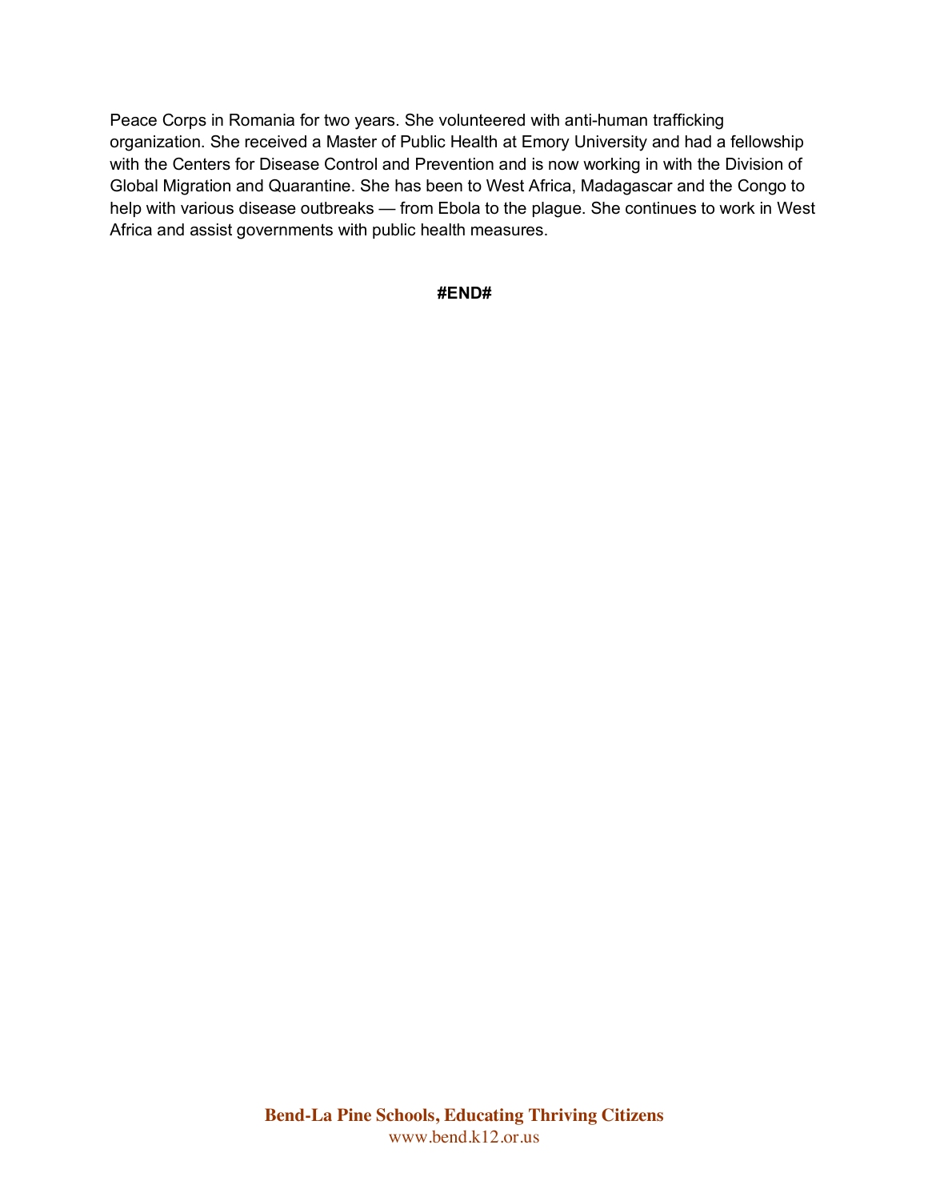Peace Corps in Romania for two years. She volunteered with anti-human trafficking organization. She received a Master of Public Health at Emory University and had a fellowship with the Centers for Disease Control and Prevention and is now working in with the Division of Global Migration and Quarantine. She has been to West Africa, Madagascar and the Congo to help with various disease outbreaks — from Ebola to the plague. She continues to work in West Africa and assist governments with public health measures.

**#END#**